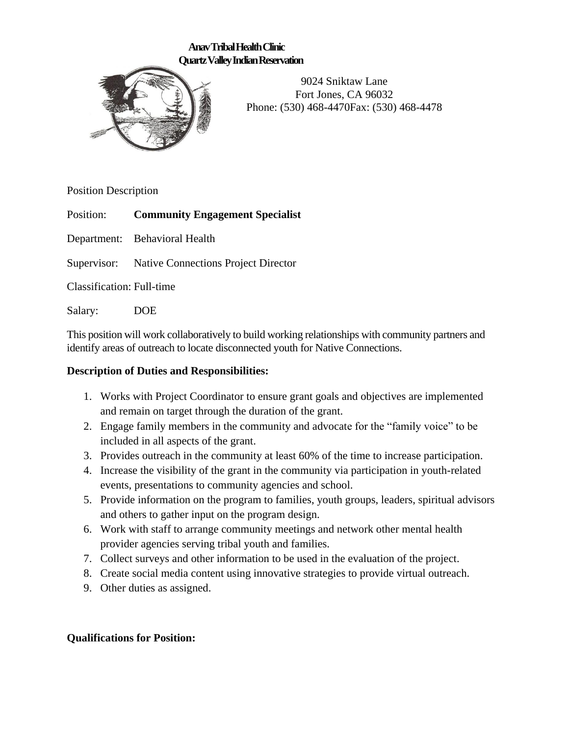**Anav Tribal Health Clinic**
**Quartz Valley Indian Reservation**

9024 Sniktaw Lane
Fort Jones, CA 96032
Phone: (530) 468-4470Fax: (530) 468-4478

Position Description

Position: **Community Engagement Specialist**

Department: Behavioral Health

Supervisor: Native Connections Project Director

Classification: Full-time

Salary: DOE

This position will work collaboratively to build working relationships with community partners and identify areas of outreach to locate disconnected youth for Native Connections.

**Description of Duties and Responsibilities:**

1. Works with Project Coordinator to ensure grant goals and objectives are implemented and remain on target through the duration of the grant.
2. Engage family members in the community and advocate for the "family voice" to be included in all aspects of the grant.
3. Provides outreach in the community at least 60% of the time to increase participation.
4. Increase the visibility of the grant in the community via participation in youth-related events, presentations to community agencies and school.
5. Provide information on the program to families, youth groups, leaders, spiritual advisors and others to gather input on the program design.
6. Work with staff to arrange community meetings and network other mental health provider agencies serving tribal youth and families.
7. Collect surveys and other information to be used in the evaluation of the project.
8. Create social media content using innovative strategies to provide virtual outreach.
9. Other duties as assigned.

**Qualifications for Position:**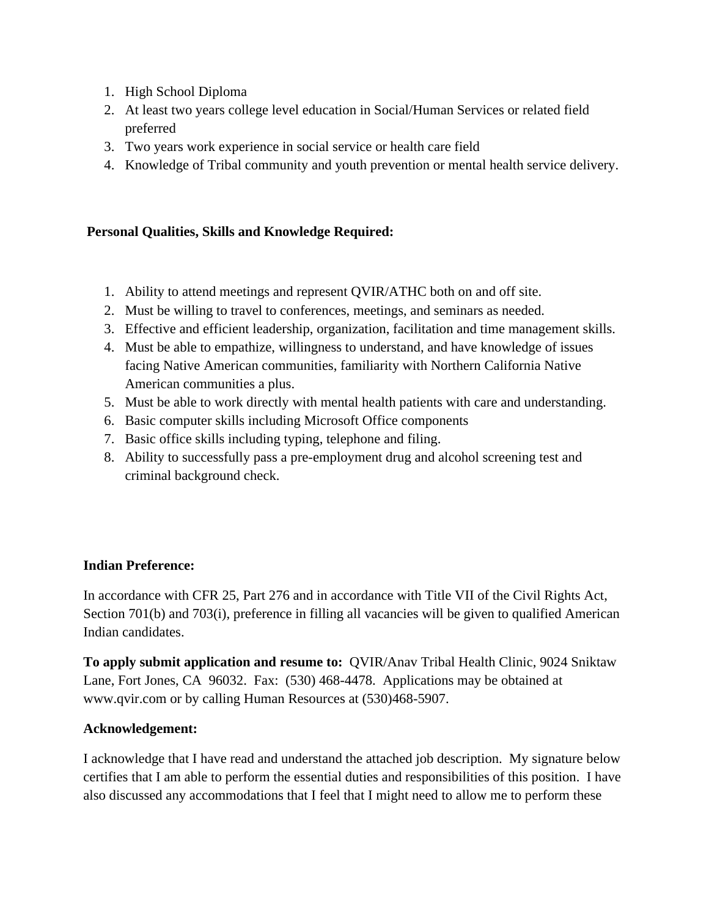1. High School Diploma
2. At least two years college level education in Social/Human Services or related field preferred
3. Two years work experience in social service or health care field
4. Knowledge of Tribal community and youth prevention or mental health service delivery.

**Personal Qualities, Skills and Knowledge Required:**

1. Ability to attend meetings and represent QVIR/ATHC both on and off site.
2. Must be willing to travel to conferences, meetings, and seminars as needed.
3. Effective and efficient leadership, organization, facilitation and time management skills.
4. Must be able to empathize, willingness to understand, and have knowledge of issues facing Native American communities, familiarity with Northern California Native American communities a plus.
5. Must be able to work directly with mental health patients with care and understanding.
6. Basic computer skills including Microsoft Office components
7. Basic office skills including typing, telephone and filing.
8. Ability to successfully pass a pre-employment drug and alcohol screening test and criminal background check.

**Indian Preference:**

In accordance with CFR 25, Part 276 and in accordance with Title VII of the Civil Rights Act, Section 701(b) and 703(i), preference in filling all vacancies will be given to qualified American Indian candidates.

**To apply submit application and resume to:** QVIR/Anav Tribal Health Clinic, 9024 Sniktaw Lane, Fort Jones, CA 96032. Fax: (530) 468-4478. Applications may be obtained at www.qvir.com or by calling Human Resources at (530)468-5907.

**Acknowledgement:**

I acknowledge that I have read and understand the attached job description. My signature below certifies that I am able to perform the essential duties and responsibilities of this position. I have also discussed any accommodations that I feel that I might need to allow me to perform these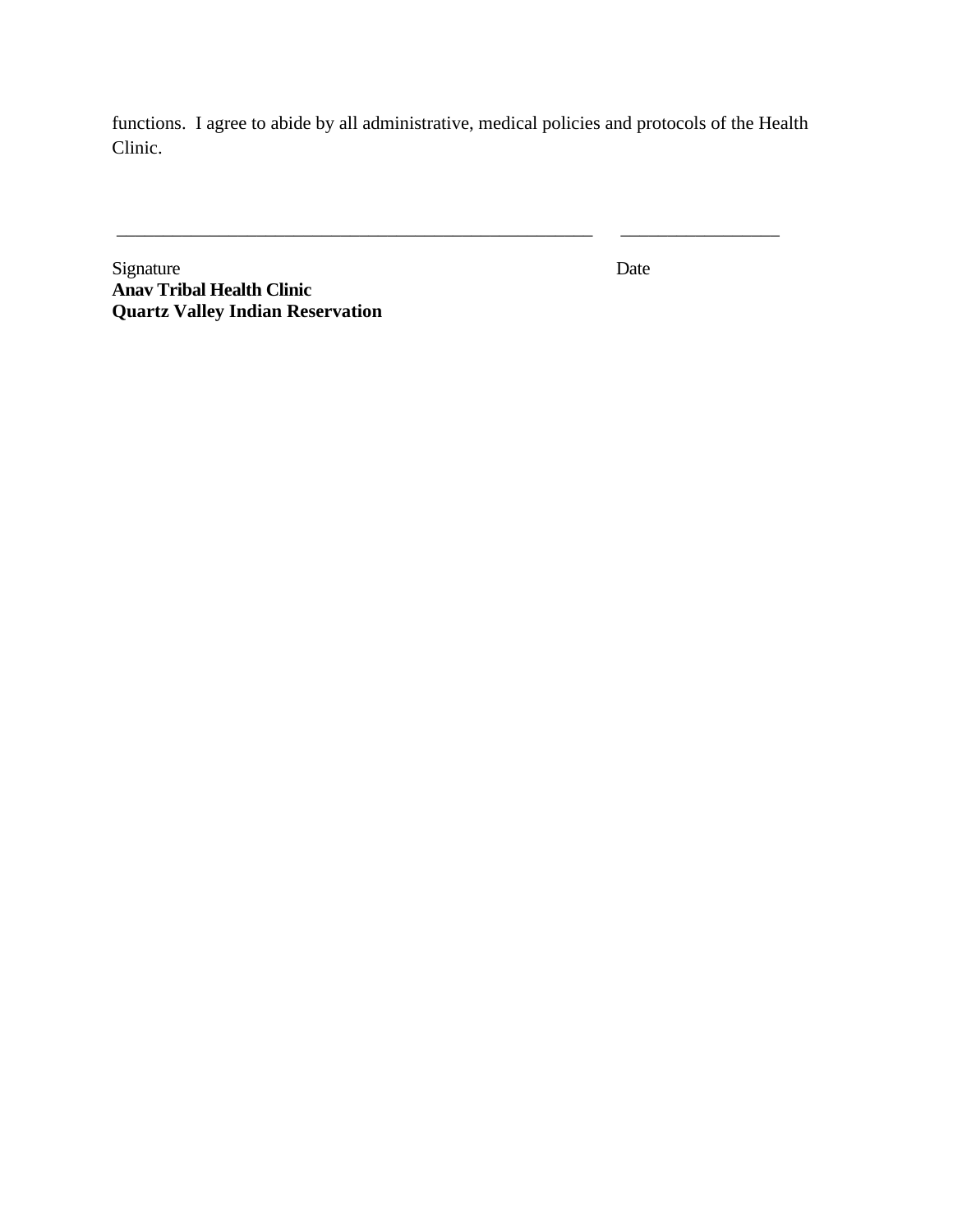functions. I agree to abide by all administrative, medical policies and protocols of the Health Clinic.

\_\_\_\_\_\_\_\_\_\_\_\_\_\_\_\_\_\_\_\_\_\_\_\_\_\_\_\_\_\_\_\_\_\_\_\_\_\_\_\_\_\_\_\_\_\_\_\_\_\_\_\_ \_\_\_\_\_\_\_\_\_\_\_\_\_\_\_\_\_\_

Signature Date

**Anav Tribal Health Clinic**
**Quartz Valley Indian Reservation**